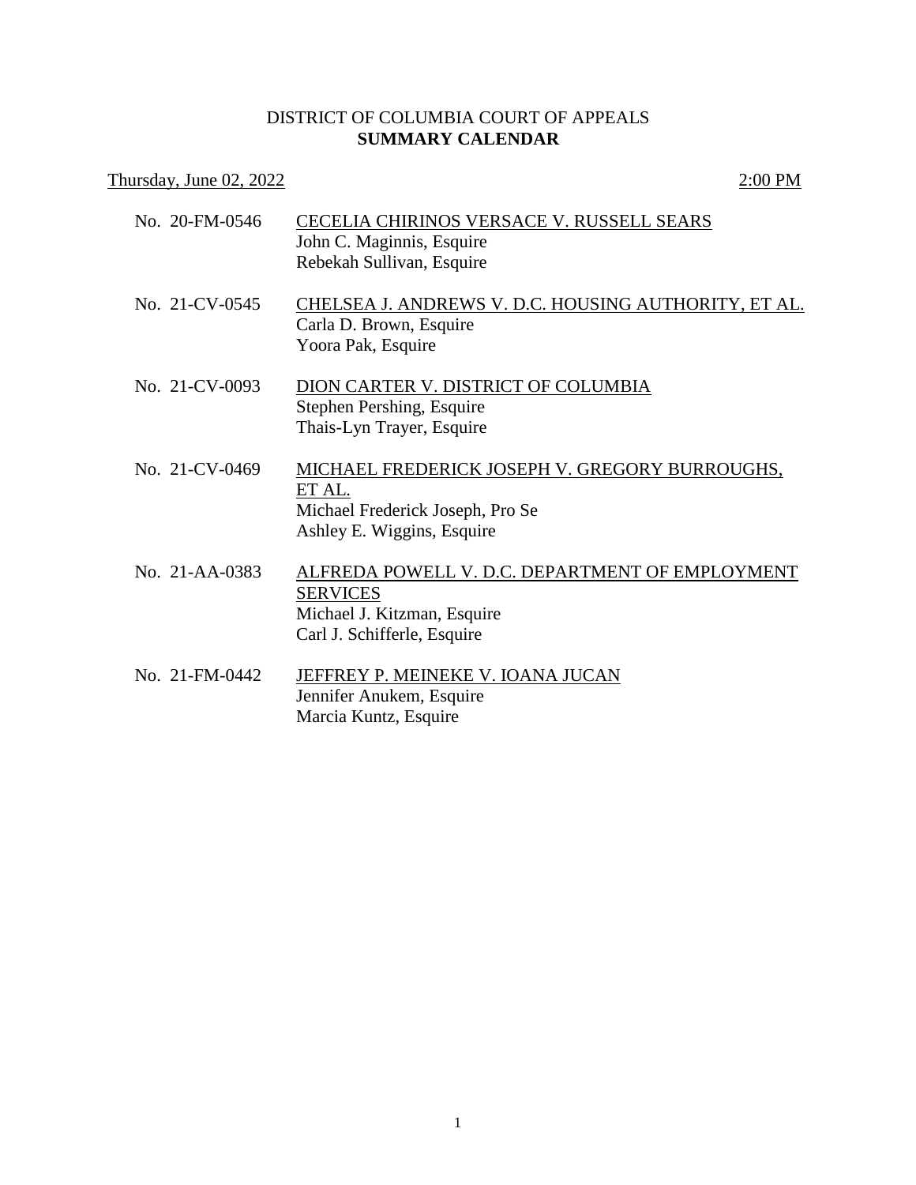# DISTRICT OF COLUMBIA COURT OF APPEALS
## **SUMMARY CALENDAR**

Thursday, June 02, 2022 — 2:00 PM

**No. 20-FM-0546** — CECELIA CHIRINOS VERSACE V. RUSSELL SEARS
John C. Maginnis, Esquire
Rebekah Sullivan, Esquire

**No. 21-CV-0545** — CHELSEA J. ANDREWS V. D.C. HOUSING AUTHORITY, ET AL.
Carla D. Brown, Esquire
Yoora Pak, Esquire

**No. 21-CV-0093** — DION CARTER V. DISTRICT OF COLUMBIA
Stephen Pershing, Esquire
Thais-Lyn Trayer, Esquire

**No. 21-CV-0469** — MICHAEL FREDERICK JOSEPH V. GREGORY BURROUGHS, ET AL.
Michael Frederick Joseph, Pro Se
Ashley E. Wiggins, Esquire

**No. 21-AA-0383** — ALFREDA POWELL V. D.C. DEPARTMENT OF EMPLOYMENT SERVICES
Michael J. Kitzman, Esquire
Carl J. Schifferle, Esquire

**No. 21-FM-0442** — JEFFREY P. MEINEKE V. IOANA JUCAN
Jennifer Anukem, Esquire
Marcia Kuntz, Esquire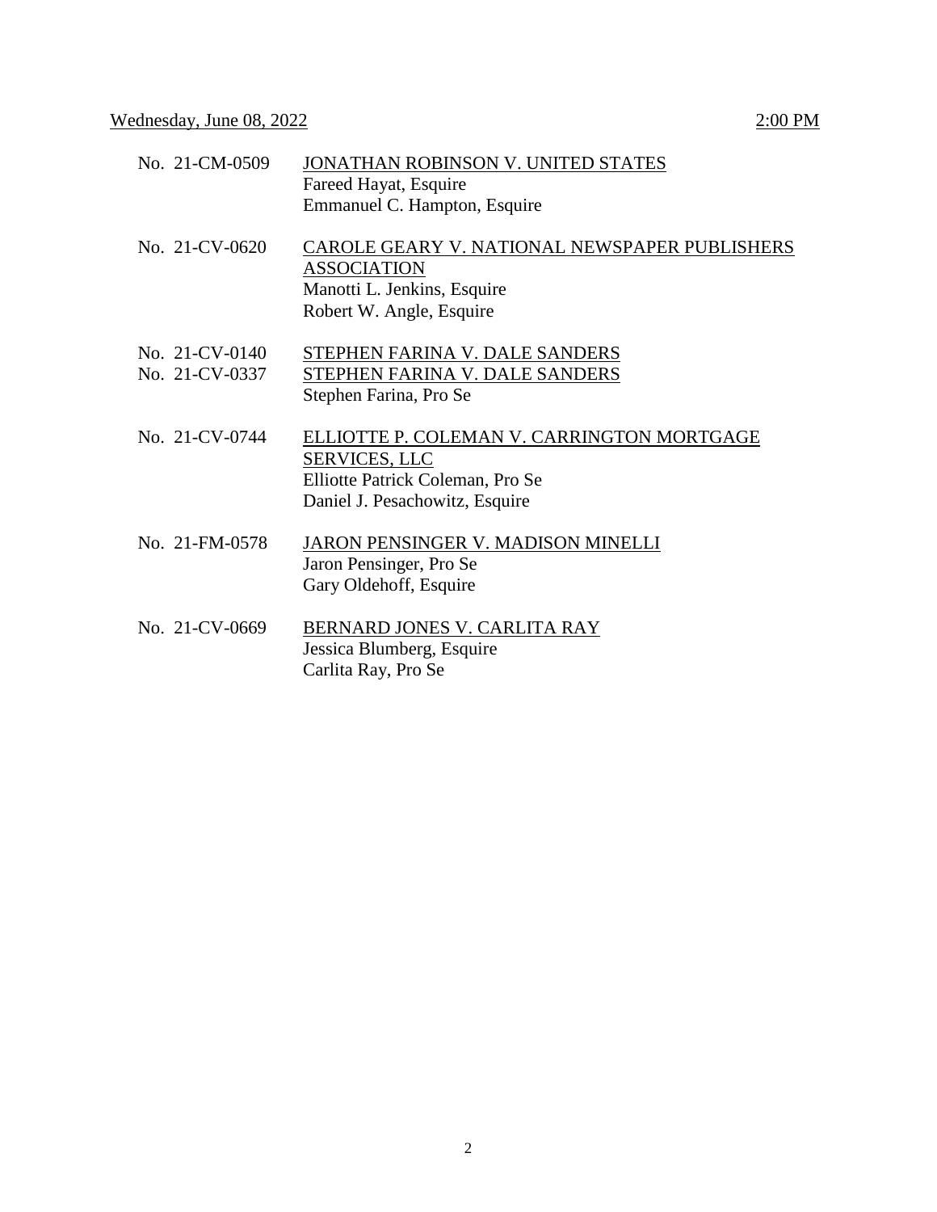Wednesday, June 08, 2022 — 2:00 PM

No. 21-CM-0509 — JONATHAN ROBINSON V. UNITED STATES
Fareed Hayat, Esquire
Emmanuel C. Hampton, Esquire

No. 21-CV-0620 — CAROLE GEARY V. NATIONAL NEWSPAPER PUBLISHERS ASSOCIATION
Manotti L. Jenkins, Esquire
Robert W. Angle, Esquire

No. 21-CV-0140 — STEPHEN FARINA V. DALE SANDERS
No. 21-CV-0337 — STEPHEN FARINA V. DALE SANDERS
Stephen Farina, Pro Se

No. 21-CV-0744 — ELLIOTTE P. COLEMAN V. CARRINGTON MORTGAGE SERVICES, LLC
Elliotte Patrick Coleman, Pro Se
Daniel J. Pesachowitz, Esquire

No. 21-FM-0578 — JARON PENSINGER V. MADISON MINELLI
Jaron Pensinger, Pro Se
Gary Oldehoff, Esquire

No. 21-CV-0669 — BERNARD JONES V. CARLITA RAY
Jessica Blumberg, Esquire
Carlita Ray, Pro Se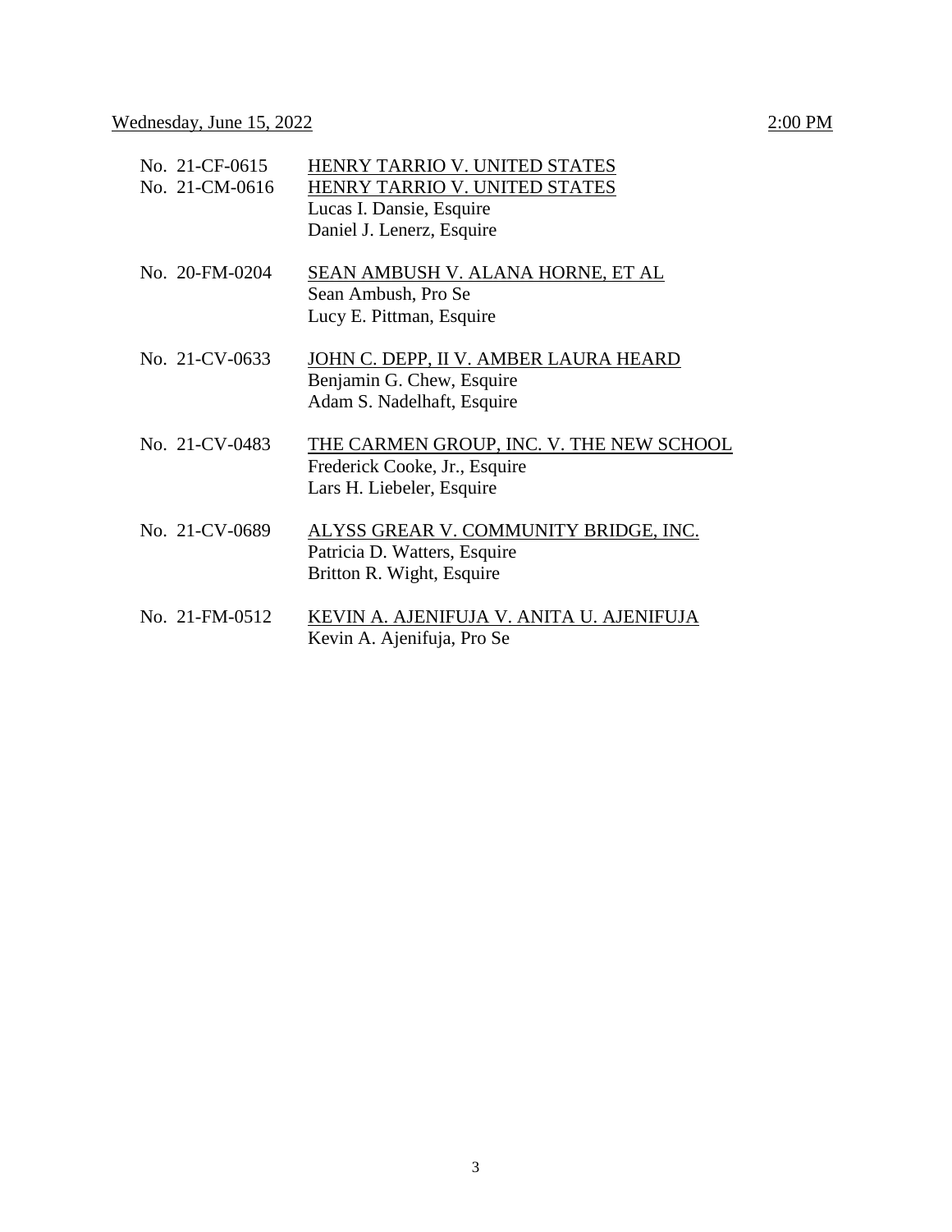Wednesday, June 15, 2022 2:00 PM

No. 21-CF-0615 HENRY TARRIO V. UNITED STATES
No. 21-CM-0616 HENRY TARRIO V. UNITED STATES
Lucas I. Dansie, Esquire
Daniel J. Lenerz, Esquire

No. 20-FM-0204 SEAN AMBUSH V. ALANA HORNE, ET AL
Sean Ambush, Pro Se
Lucy E. Pittman, Esquire

No. 21-CV-0633 JOHN C. DEPP, II V. AMBER LAURA HEARD
Benjamin G. Chew, Esquire
Adam S. Nadelhaft, Esquire

No. 21-CV-0483 THE CARMEN GROUP, INC. V. THE NEW SCHOOL
Frederick Cooke, Jr., Esquire
Lars H. Liebeler, Esquire

No. 21-CV-0689 ALYSS GREAR V. COMMUNITY BRIDGE, INC.
Patricia D. Watters, Esquire
Britton R. Wight, Esquire

No. 21-FM-0512 KEVIN A. AJENIFUJA V. ANITA U. AJENIFUJA
Kevin A. Ajenifuja, Pro Se